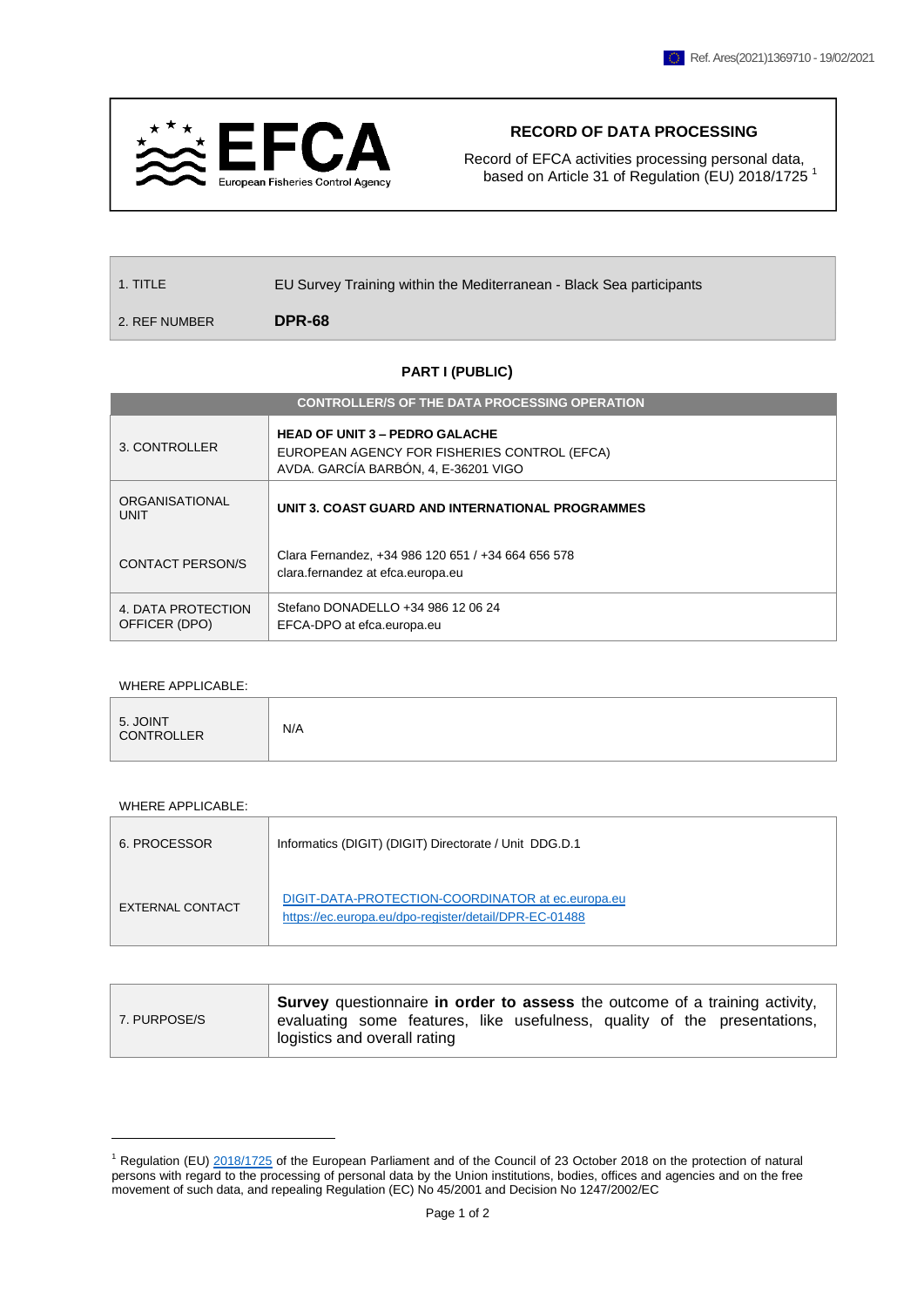Ref. Ares(2021)1369710 - 19/02/2021

EFCA European Fisheries Control Agency

## RECORD OF DATA PROCESSING

Record of EFCA activities processing personal data, based on Article 31 of Regulation (EU) 2018/1725 [1]

| | |
|---|---|
| 1. TITLE | EU Survey Training within the Mediterranean - Black Sea participants |
| 2. REF NUMBER | **DPR-68** |

## PART I (PUBLIC)

| CONTROLLER/S OF THE DATA PROCESSING OPERATION | |
|---|---|
| 3. CONTROLLER | **HEAD OF UNIT 3 – PEDRO GALACHE**<br>EUROPEAN AGENCY FOR FISHERIES CONTROL (EFCA)<br>AVDA. GARCÍA BARBÓN, 4, E-36201 VIGO |
| ORGANISATIONAL UNIT | **UNIT 3. COAST GUARD AND INTERNATIONAL PROGRAMMES** |
| CONTACT PERSON/S | Clara Fernandez, +34 986 120 651 / +34 664 656 578<br>clara.fernandez at efca.europa.eu |
| 4. DATA PROTECTION OFFICER (DPO) | Stefano DONADELLO +34 986 12 06 24<br>EFCA-DPO at efca.europa.eu |

WHERE APPLICABLE:

| | |
|---|---|
| 5. JOINT CONTROLLER | N/A |

WHERE APPLICABLE:

| | |
|---|---|
| 6. PROCESSOR | Informatics (DIGIT) (DIGIT) Directorate / Unit DDG.D.1 |
| EXTERNAL CONTACT | DIGIT-DATA-PROTECTION-COORDINATOR at ec.europa.eu<br>https://ec.europa.eu/dpo-register/detail/DPR-EC-01488 |

| | |
|---|---|
| 7. PURPOSE/S | **Survey** questionnaire **in order to assess** the outcome of a training activity, evaluating some features, like usefulness, quality of the presentations, logistics and overall rating |

[1] Regulation (EU) 2018/1725 of the European Parliament and of the Council of 23 October 2018 on the protection of natural persons with regard to the processing of personal data by the Union institutions, bodies, offices and agencies and on the free movement of such data, and repealing Regulation (EC) No 45/2001 and Decision No 1247/2002/EC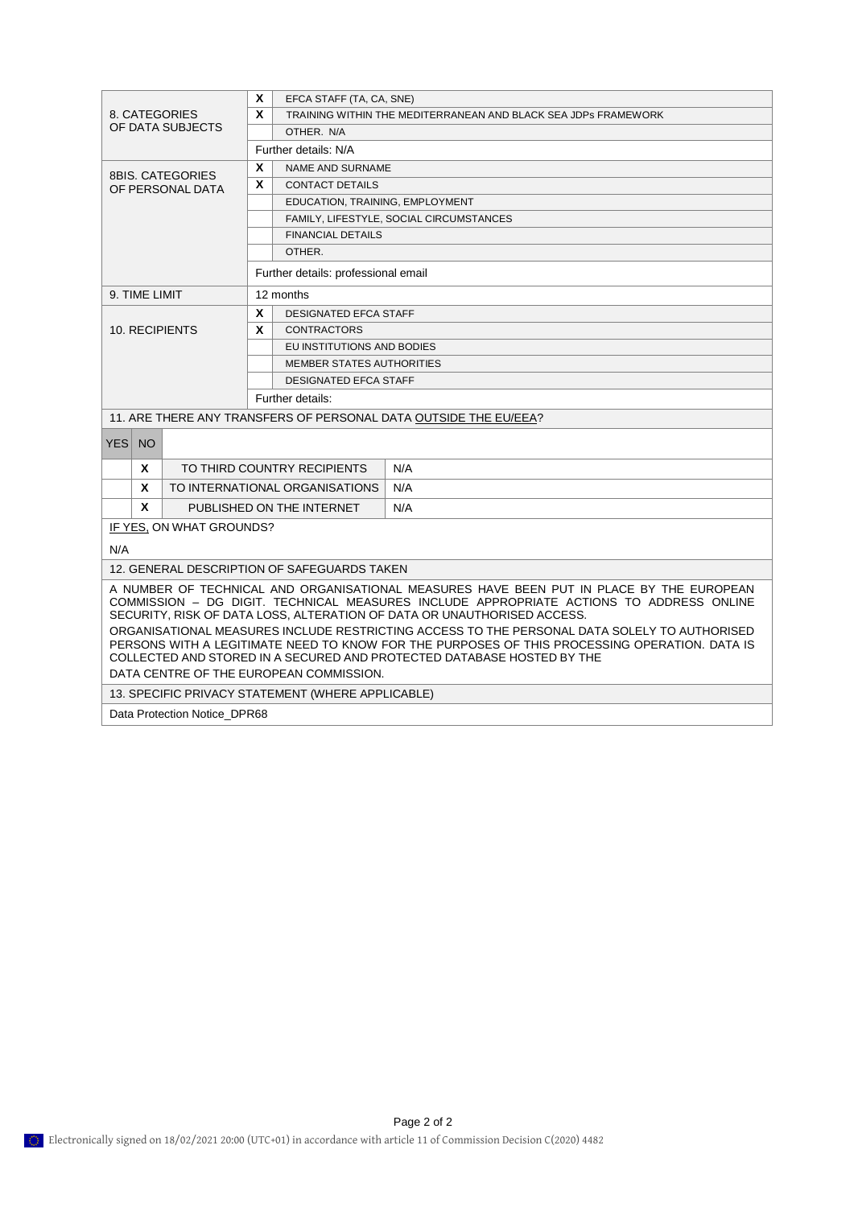| | | |
|---|---|---|
| 8. CATEGORIES OF DATA SUBJECTS | X | EFCA STAFF (TA, CA, SNE) |
| | X | TRAINING WITHIN THE MEDITERRANEAN AND BLACK SEA JDPs FRAMEWORK |
| | | OTHER. N/A |
| | Further details: N/A | |
| 8BIS. CATEGORIES OF PERSONAL DATA | X | NAME AND SURNAME |
| | X | CONTACT DETAILS |
| | | EDUCATION, TRAINING, EMPLOYMENT |
| | | FAMILY, LIFESTYLE, SOCIAL CIRCUMSTANCES |
| | | FINANCIAL DETAILS |
| | | OTHER. |
| | Further details: professional email | |
| 9. TIME LIMIT | 12 months | |
| 10. RECIPIENTS | X | DESIGNATED EFCA STAFF |
| | X | CONTRACTORS |
| | | EU INSTITUTIONS AND BODIES |
| | | MEMBER STATES AUTHORITIES |
| | | DESIGNATED EFCA STAFF |
| | Further details: | |

11. ARE THERE ANY TRANSFERS OF PERSONAL DATA OUTSIDE THE EU/EEA?

| YES | NO | | |
|---|---|---|---|
| | X | TO THIRD COUNTRY RECIPIENTS | N/A |
| | X | TO INTERNATIONAL ORGANISATIONS | N/A |
| | X | PUBLISHED ON THE INTERNET | N/A |

IF YES, ON WHAT GROUNDS?

N/A

12. GENERAL DESCRIPTION OF SAFEGUARDS TAKEN

A NUMBER OF TECHNICAL AND ORGANISATIONAL MEASURES HAVE BEEN PUT IN PLACE BY THE EUROPEAN COMMISSION – DG DIGIT. TECHNICAL MEASURES INCLUDE APPROPRIATE ACTIONS TO ADDRESS ONLINE SECURITY, RISK OF DATA LOSS, ALTERATION OF DATA OR UNAUTHORISED ACCESS.

ORGANISATIONAL MEASURES INCLUDE RESTRICTING ACCESS TO THE PERSONAL DATA SOLELY TO AUTHORISED PERSONS WITH A LEGITIMATE NEED TO KNOW FOR THE PURPOSES OF THIS PROCESSING OPERATION. DATA IS COLLECTED AND STORED IN A SECURED AND PROTECTED DATABASE HOSTED BY THE

DATA CENTRE OF THE EUROPEAN COMMISSION.

13. SPECIFIC PRIVACY STATEMENT (WHERE APPLICABLE)

Data Protection Notice_DPR68

Electronically signed on 18/02/2021 20:00 (UTC+01) in accordance with article 11 of Commission Decision C(2020) 4482